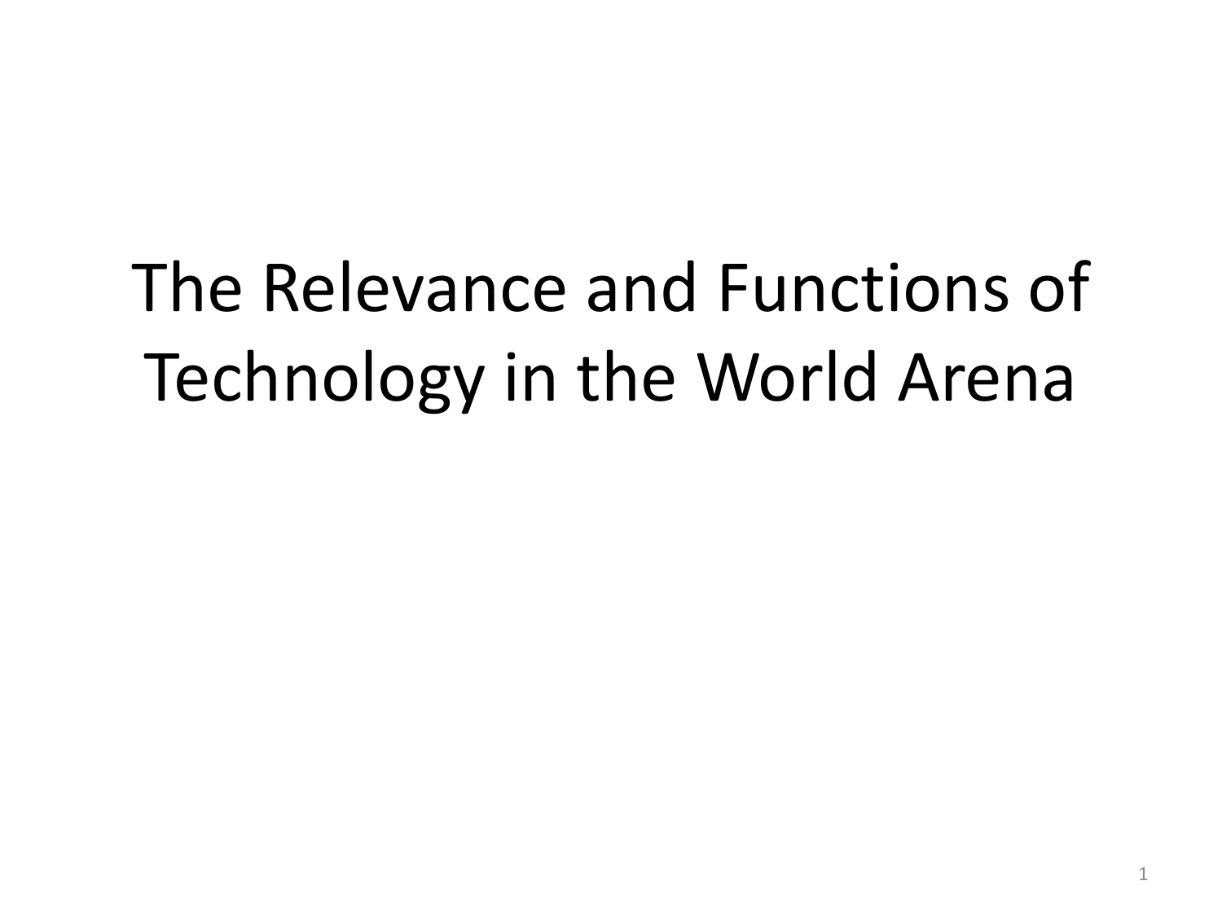# The Relevance and Functions of Technology in the World Arena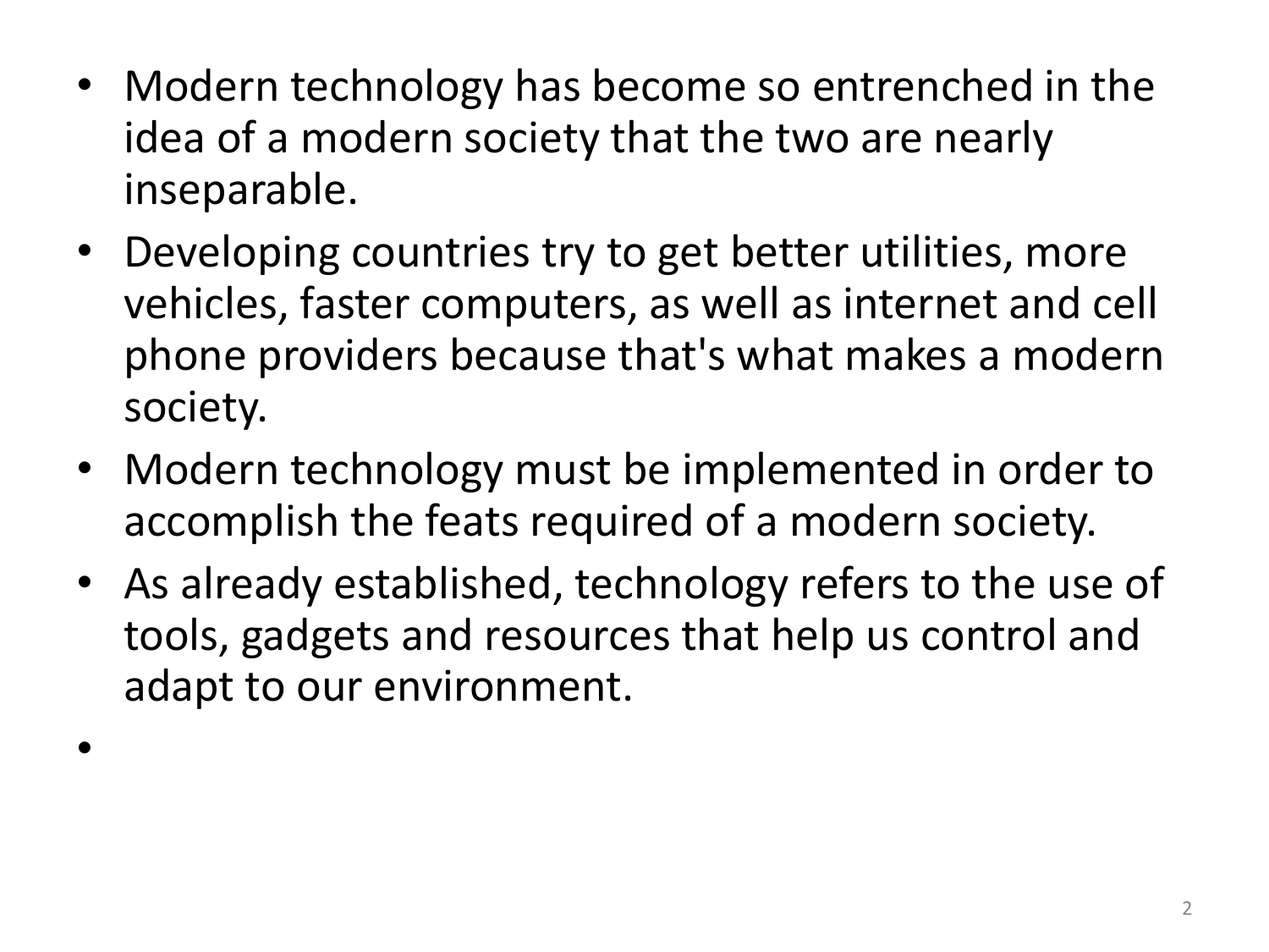- Modern technology has become so entrenched in the idea of a modern society that the two are nearly inseparable.
- Developing countries try to get better utilities, more vehicles, faster computers, as well as internet and cell phone providers because that's what makes a modern society.
- Modern technology must be implemented in order to accomplish the feats required of a modern society.
- As already established, technology refers to the use of tools, gadgets and resources that help us control and adapt to our environment.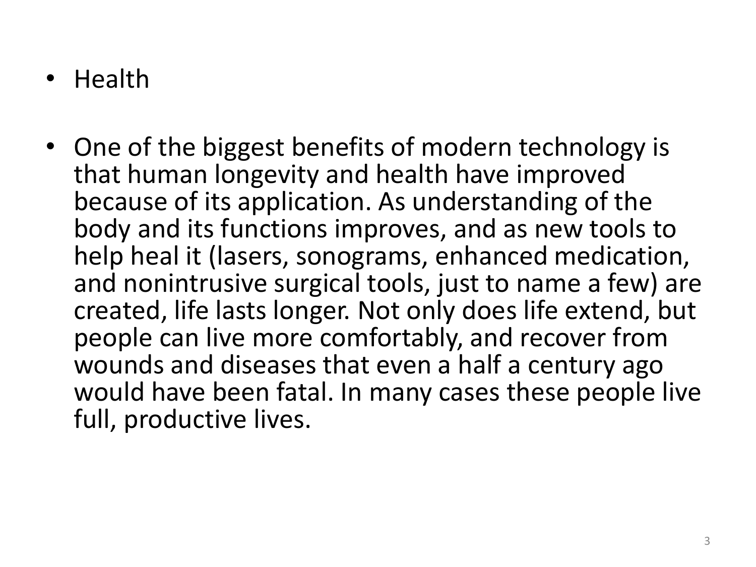- Health

- One of the biggest benefits of modern technology is that human longevity and health have improved because of its application. As understanding of the body and its functions improves, and as new tools to help heal it (lasers, sonograms, enhanced medication, and nonintrusive surgical tools, just to name a few) are created, life lasts longer. Not only does life extend, but people can live more comfortably, and recover from wounds and diseases that even a half a century ago would have been fatal. In many cases these people live full, productive lives.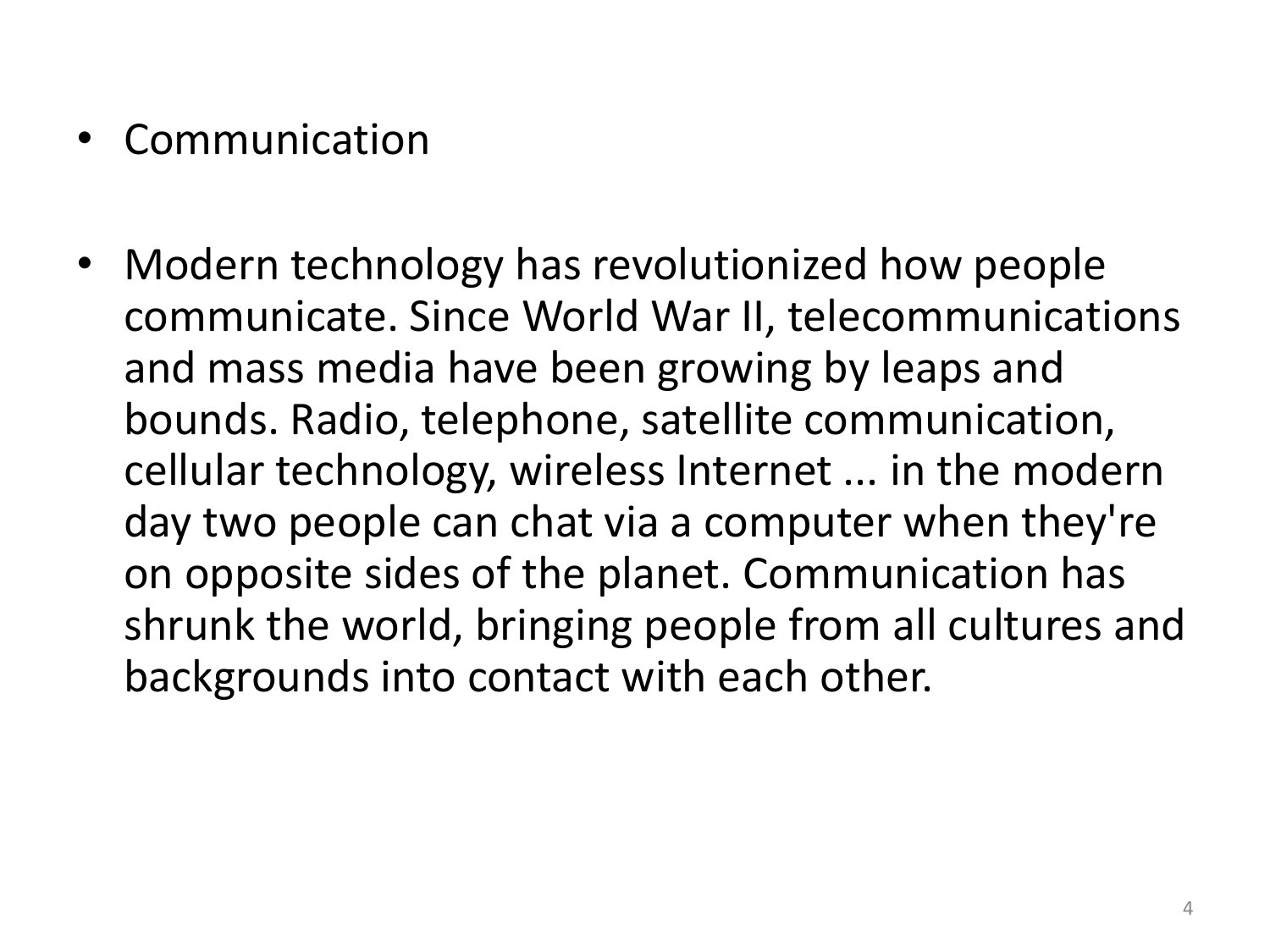- Communication

- Modern technology has revolutionized how people communicate. Since World War II, telecommunications and mass media have been growing by leaps and bounds. Radio, telephone, satellite communication, cellular technology, wireless Internet ... in the modern day two people can chat via a computer when they're on opposite sides of the planet. Communication has shrunk the world, bringing people from all cultures and backgrounds into contact with each other.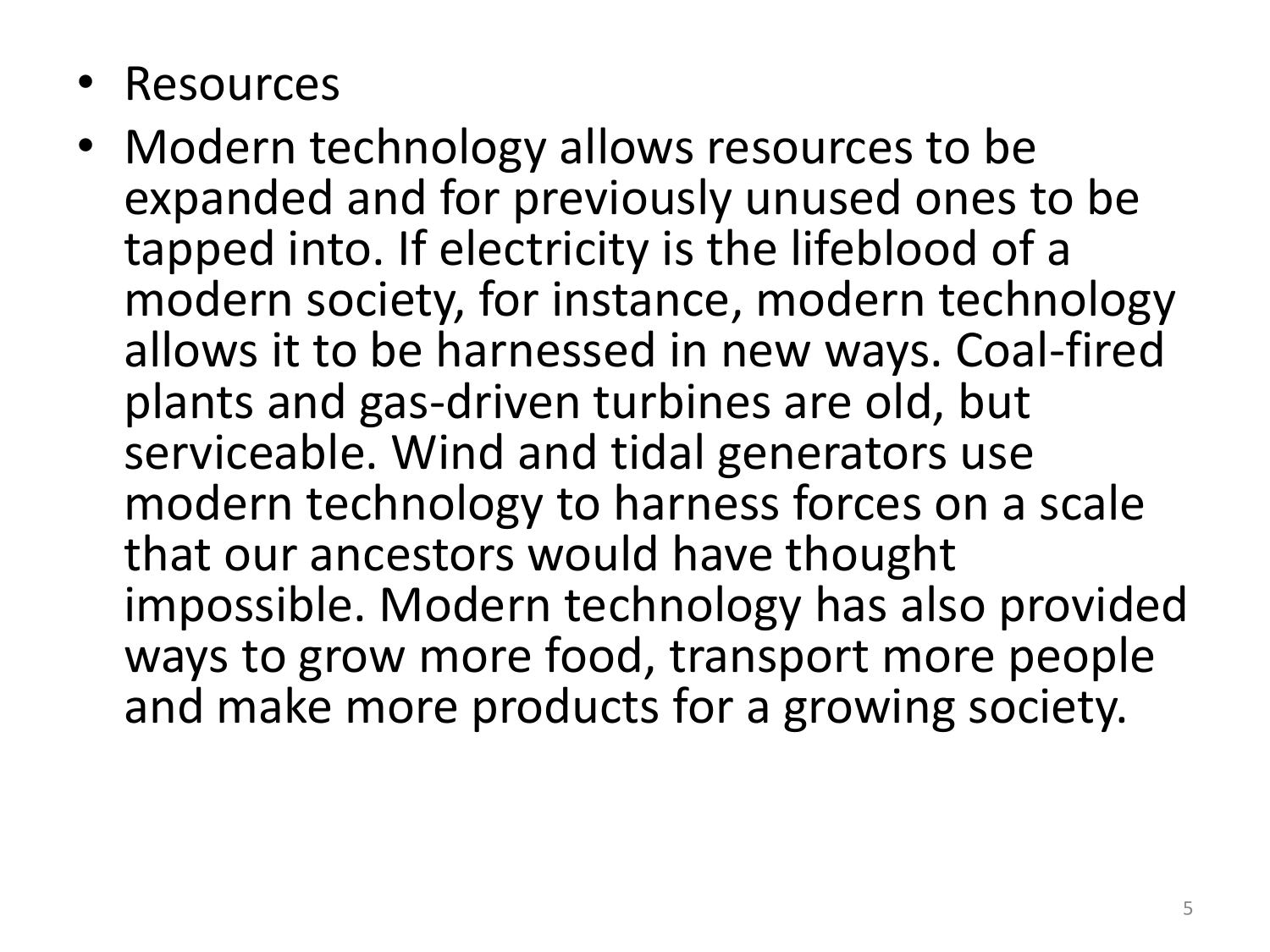- Resources
- Modern technology allows resources to be expanded and for previously unused ones to be tapped into. If electricity is the lifeblood of a modern society, for instance, modern technology allows it to be harnessed in new ways. Coal-fired plants and gas-driven turbines are old, but serviceable. Wind and tidal generators use modern technology to harness forces on a scale that our ancestors would have thought impossible. Modern technology has also provided ways to grow more food, transport more people and make more products for a growing society.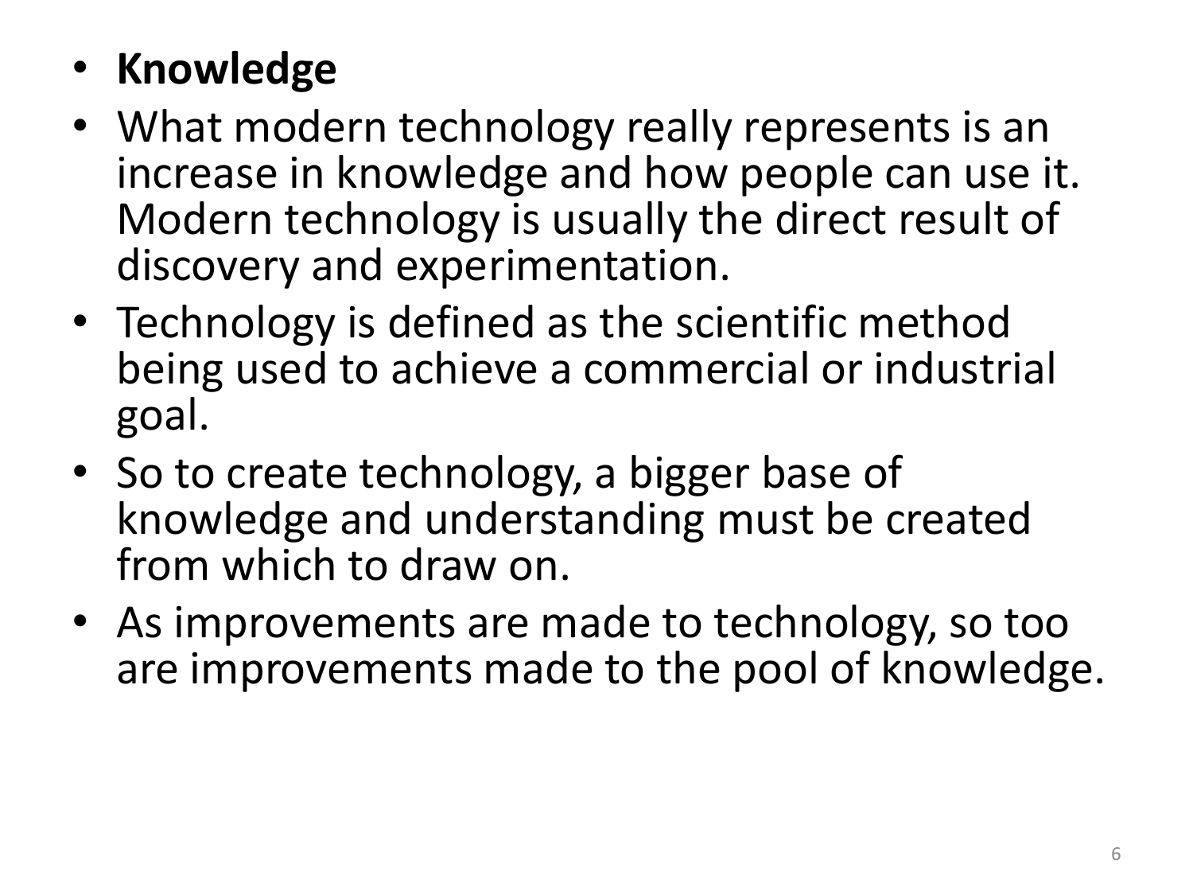- **Knowledge**
- What modern technology really represents is an increase in knowledge and how people can use it. Modern technology is usually the direct result of discovery and experimentation.
- Technology is defined as the scientific method being used to achieve a commercial or industrial goal.
- So to create technology, a bigger base of knowledge and understanding must be created from which to draw on.
- As improvements are made to technology, so too are improvements made to the pool of knowledge.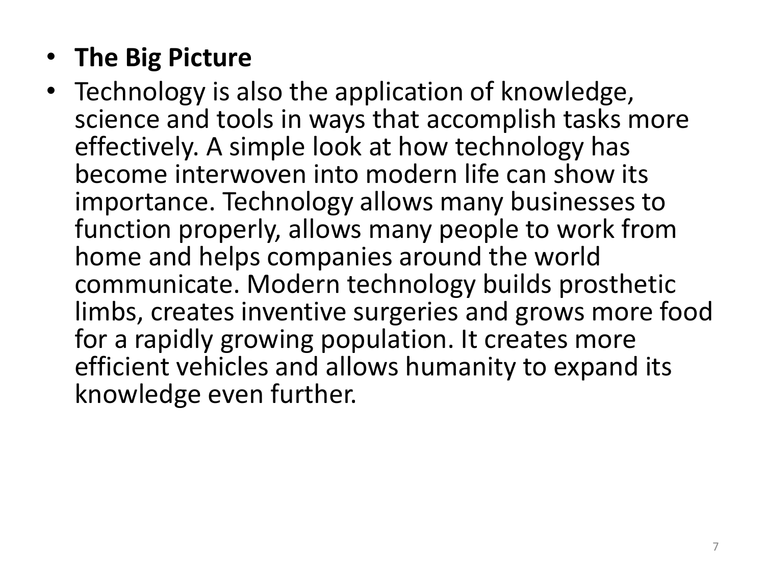- **The Big Picture**
- Technology is also the application of knowledge, science and tools in ways that accomplish tasks more effectively. A simple look at how technology has become interwoven into modern life can show its importance. Technology allows many businesses to function properly, allows many people to work from home and helps companies around the world communicate. Modern technology builds prosthetic limbs, creates inventive surgeries and grows more food for a rapidly growing population. It creates more efficient vehicles and allows humanity to expand its knowledge even further.